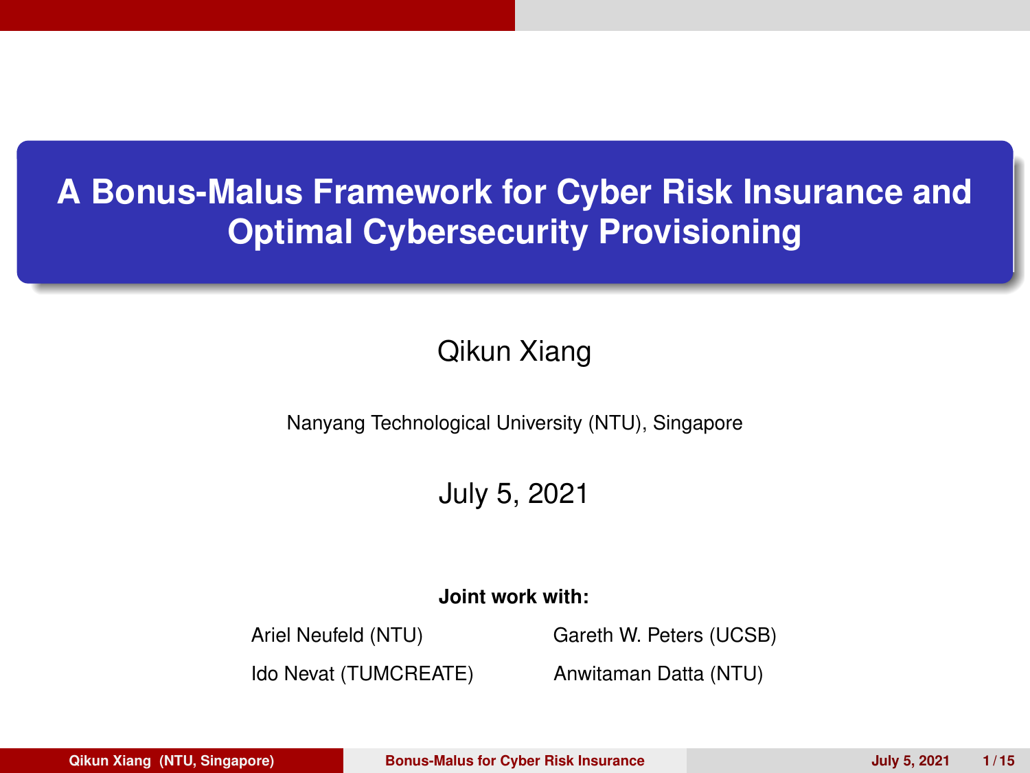# A Bonus-Malus Framework for Cyber Risk Insurance and Optimal Cybersecurity Provisioning

Qikun Xiang

Nanyang Technological University (NTU), Singapore

July 5, 2021

**Joint work with:**

Ariel Neufeld (NTU)

Gareth W. Peters (UCSB)

Ido Nevat (TUMCREATE)

Anwitaman Datta (NTU)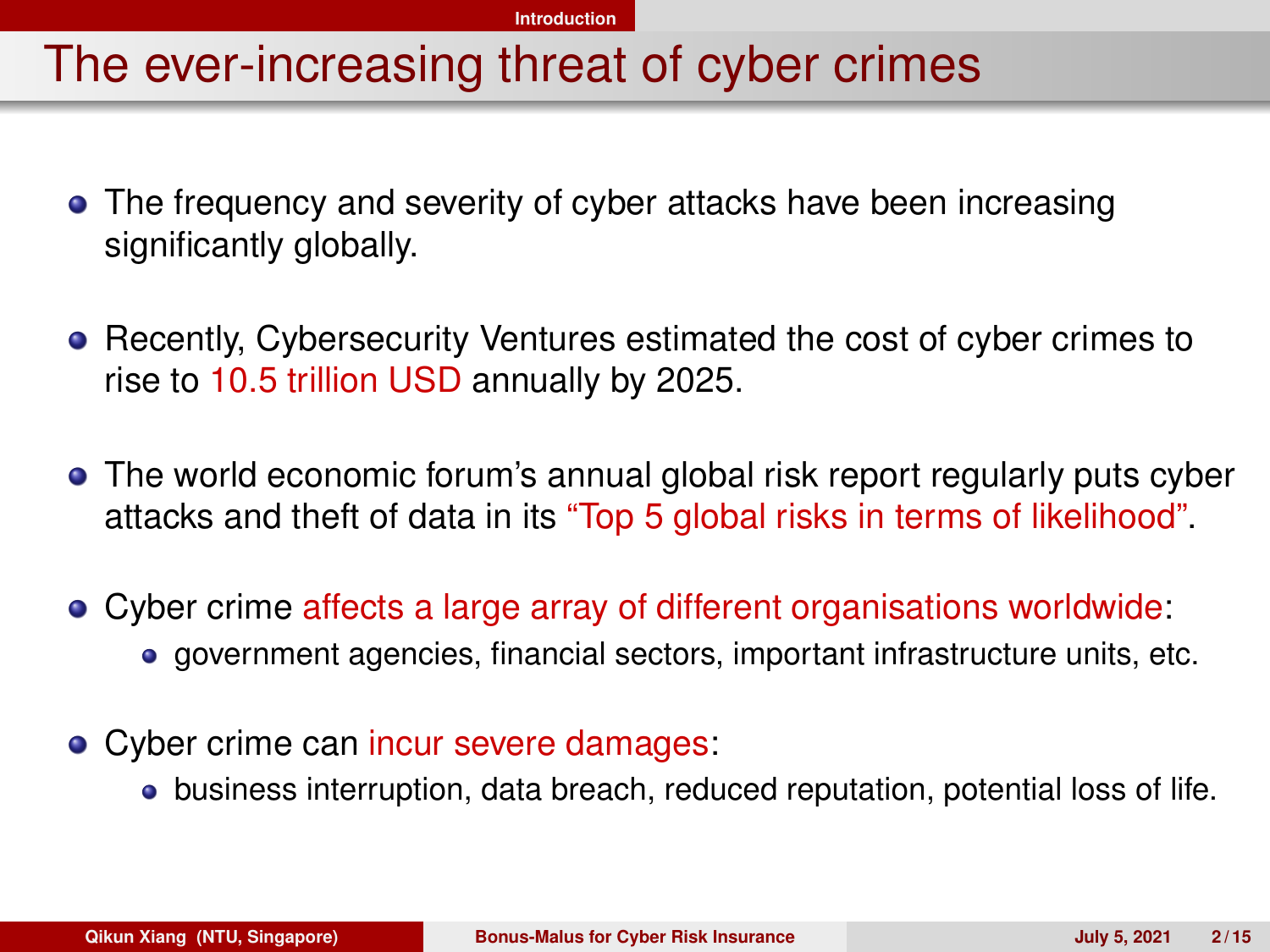# The ever-increasing threat of cyber crimes

- The frequency and severity of cyber attacks have been increasing significantly globally.
- Recently, Cybersecurity Ventures estimated the cost of cyber crimes to rise to 10.5 trillion USD annually by 2025.
- The world economic forum's annual global risk report regularly puts cyber attacks and theft of data in its "Top 5 global risks in terms of likelihood".
- Cyber crime affects a large array of different organisations worldwide:
  - government agencies, financial sectors, important infrastructure units, etc.
- Cyber crime can incur severe damages:
  - business interruption, data breach, reduced reputation, potential loss of life.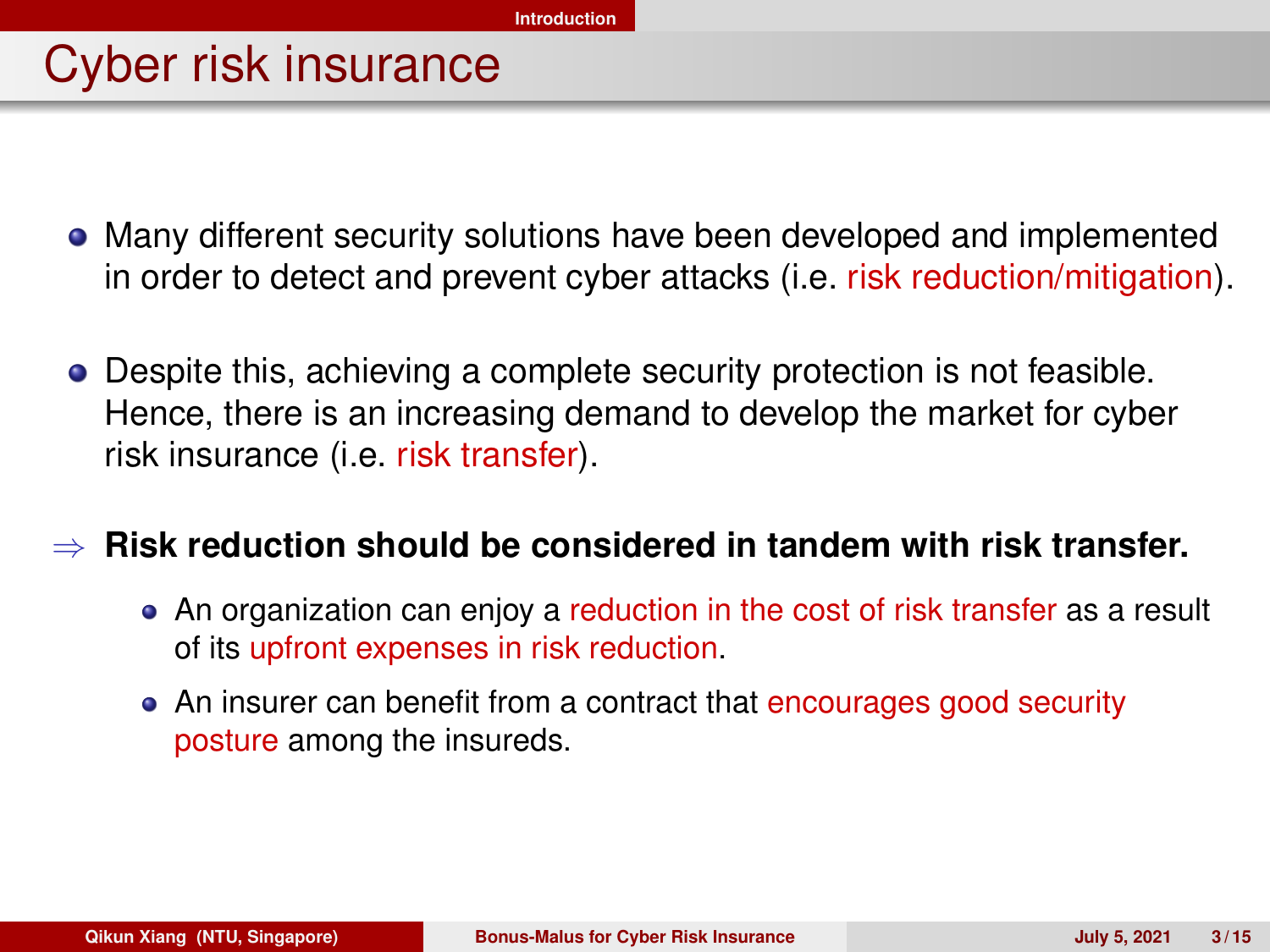# Cyber risk insurance

- Many different security solutions have been developed and implemented in order to detect and prevent cyber attacks (i.e. risk reduction/mitigation).
- Despite this, achieving a complete security protection is not feasible. Hence, there is an increasing demand to develop the market for cyber risk insurance (i.e. risk transfer).

$\Rightarrow$ **Risk reduction should be considered in tandem with risk transfer.**

- An organization can enjoy a reduction in the cost of risk transfer as a result of its upfront expenses in risk reduction.
- An insurer can benefit from a contract that encourages good security posture among the insureds.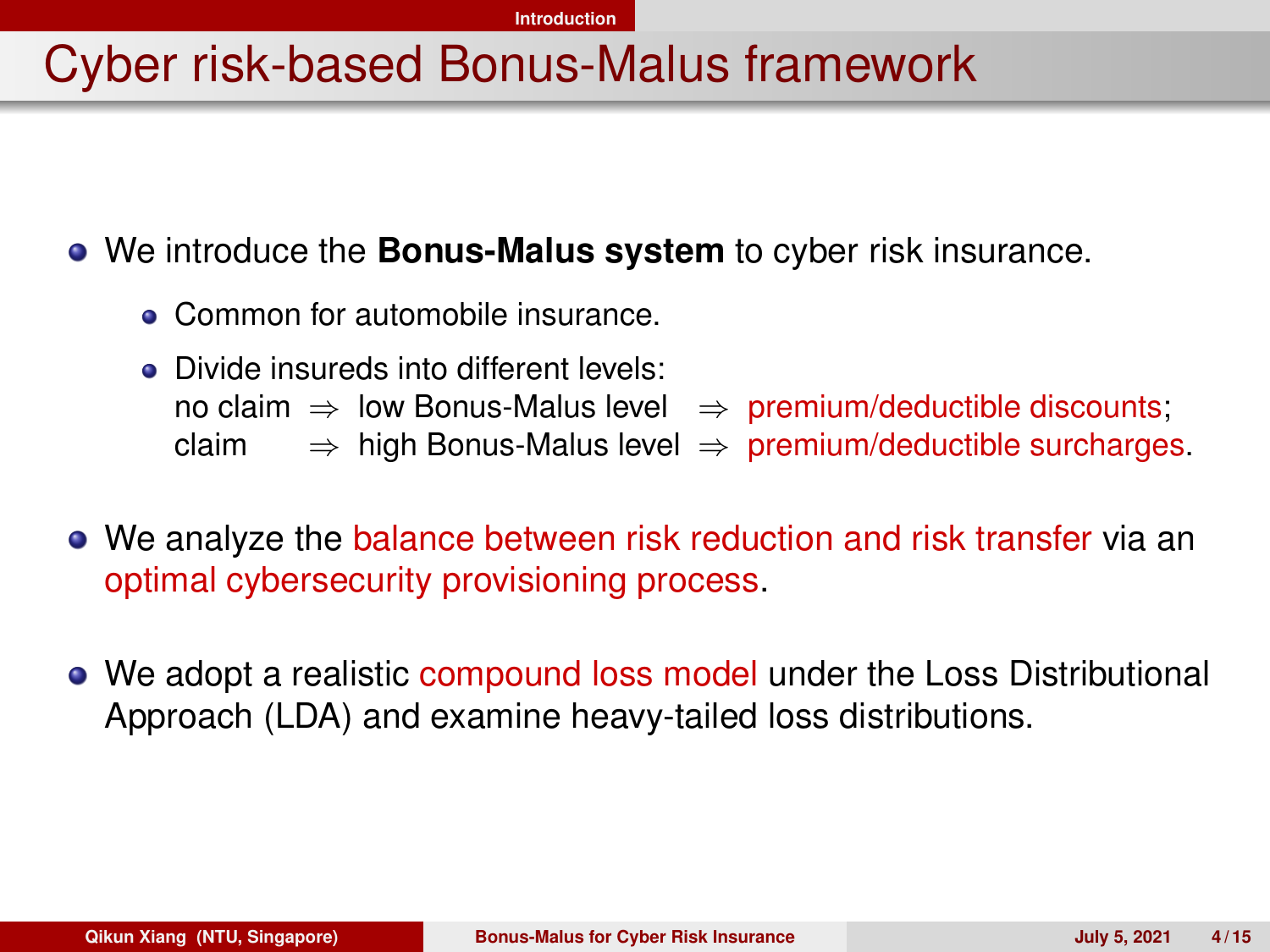# Cyber risk-based Bonus-Malus framework

- We introduce the **Bonus-Malus system** to cyber risk insurance.
  - Common for automobile insurance.
  - Divide insureds into different levels:
    no claim $\Rightarrow$ low Bonus-Malus level $\Rightarrow$ premium/deductible discounts;
    claim $\Rightarrow$ high Bonus-Malus level $\Rightarrow$ premium/deductible surcharges.
- We analyze the balance between risk reduction and risk transfer via an optimal cybersecurity provisioning process.
- We adopt a realistic compound loss model under the Loss Distributional Approach (LDA) and examine heavy-tailed loss distributions.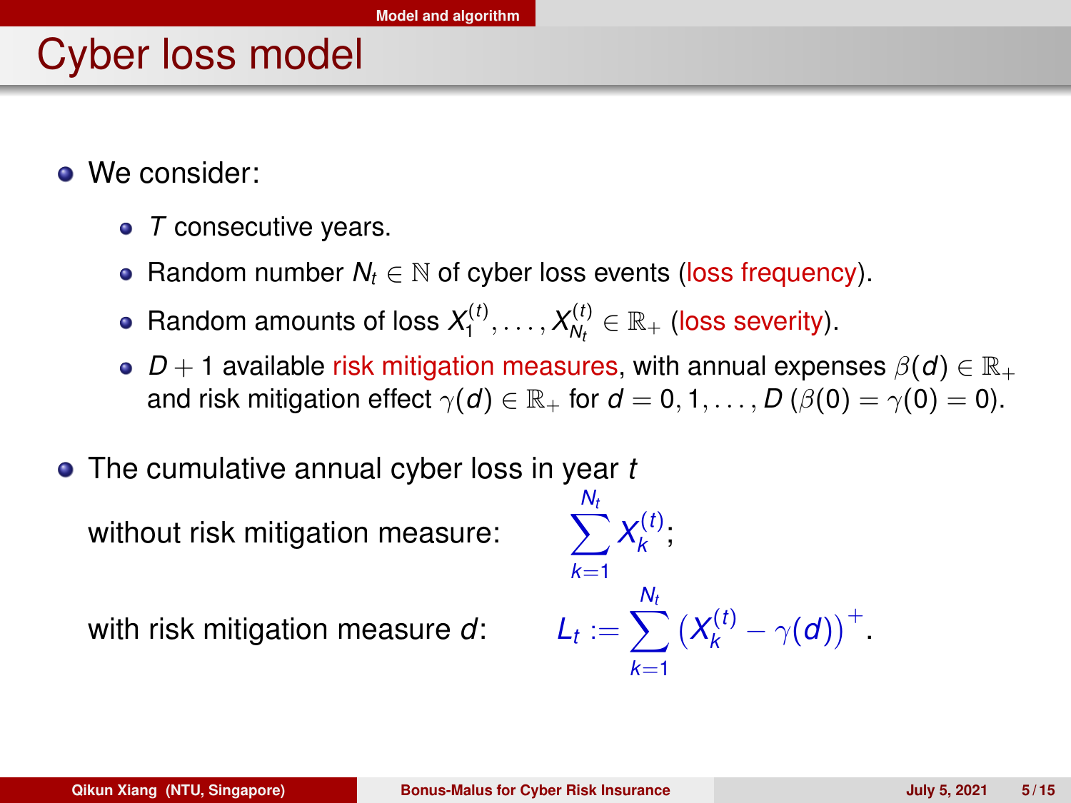# Cyber loss model

- We consider:
  - $T$ consecutive years.
  - Random number $N_t \in \mathbb{N}$ of cyber loss events (loss frequency).
  - Random amounts of loss $X_1^{(t)}, \ldots, X_{N_t}^{(t)} \in \mathbb{R}_+$ (loss severity).
  - $D + 1$ available risk mitigation measures, with annual expenses $\beta(d) \in \mathbb{R}_+$ and risk mitigation effect $\gamma(d) \in \mathbb{R}_+$ for $d = 0, 1, \ldots, D$ ($\beta(0) = \gamma(0) = 0$).
- The cumulative annual cyber loss in year $t$

without risk mitigation measure:

$$\sum_{k=1}^{N_t} X_k^{(t)};$$

with risk mitigation measure $d$:

$$L_t := \sum_{k=1}^{N_t} \left(X_k^{(t)} - \gamma(d)\right)^+.$$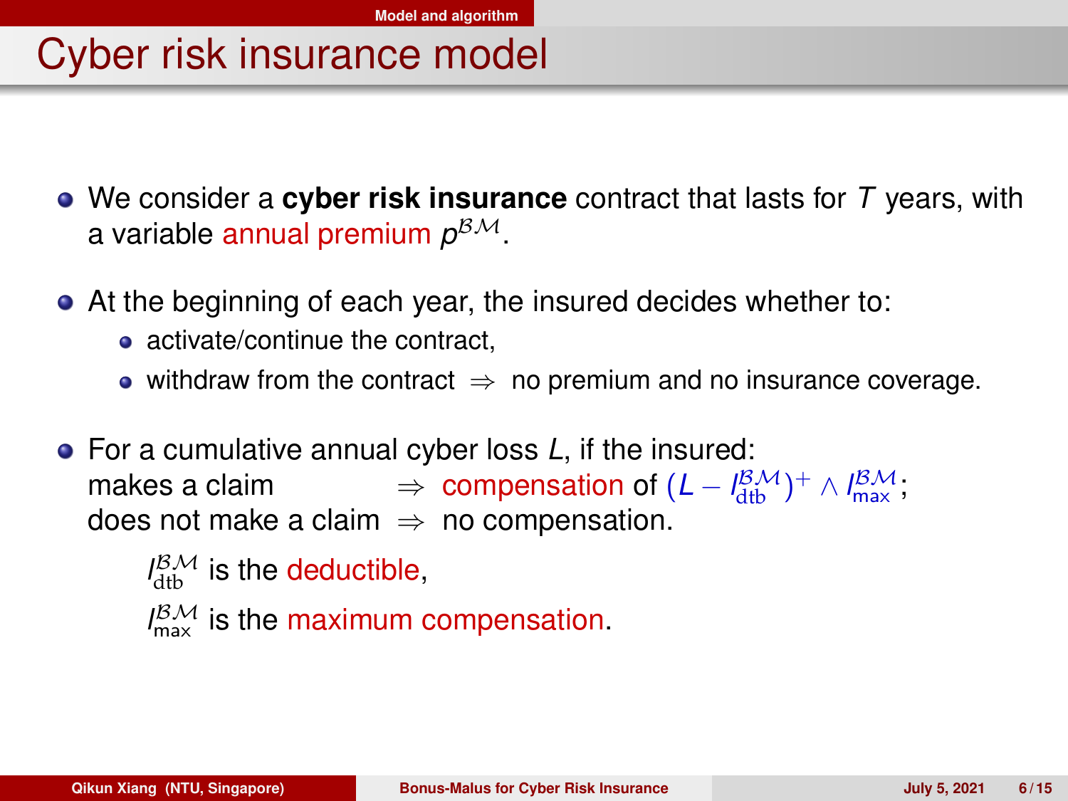# Cyber risk insurance model

- We consider a **cyber risk insurance** contract that lasts for $T$ years, with a variable annual premium $p^{\mathcal{BM}}$.
- At the beginning of each year, the insured decides whether to:
  - activate/continue the contract,
  - withdraw from the contract $\Rightarrow$ no premium and no insurance coverage.
- For a cumulative annual cyber loss $L$, if the insured:
  makes a claim $\Rightarrow$ compensation of $(L - I^{\mathcal{BM}}_{\mathrm{dtb}})^{+} \wedge I^{\mathcal{BM}}_{\max}$;
  does not make a claim $\Rightarrow$ no compensation.

  $I^{\mathcal{BM}}_{\mathrm{dtb}}$ is the deductible,

  $I^{\mathcal{BM}}_{\max}$ is the maximum compensation.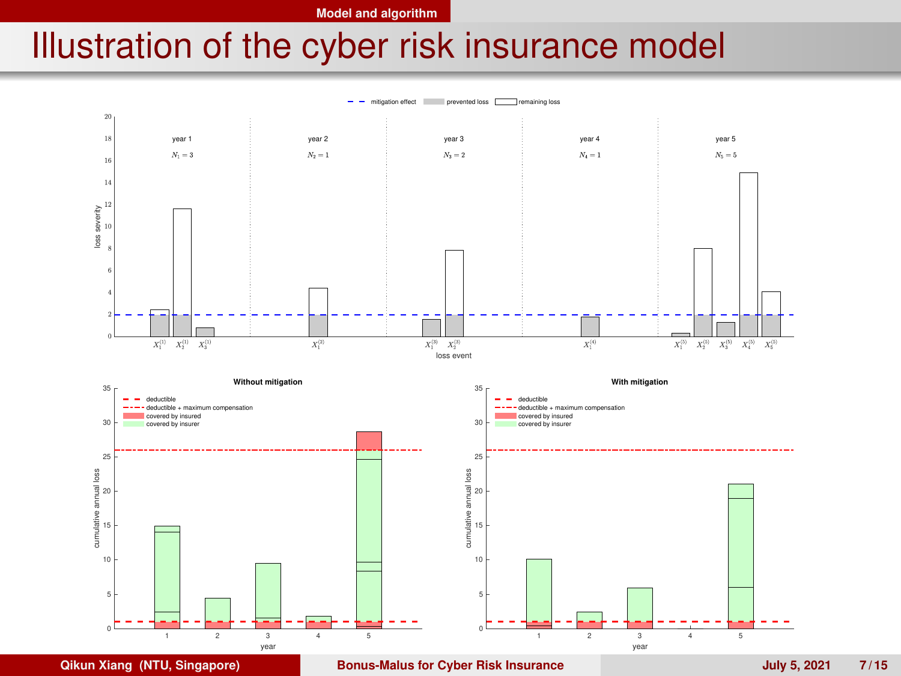# Illustration of the cyber risk insurance model

mitigation effect | prevented loss | remaining loss

year 1, $N_1 = 3$ | year 2, $N_2 = 1$ | year 3, $N_3 = 2$ | year 4, $N_4 = 1$ | year 5, $N_5 = 5$

loss severity

$X_1^{(1)}$ $X_2^{(1)}$ $X_3^{(1)}$ $X_1^{(2)}$ $X_1^{(3)}$ $X_2^{(3)}$ $X_1^{(4)}$ $X_1^{(5)}$ $X_2^{(5)}$ $X_3^{(5)}$ $X_4^{(5)}$ $X_5^{(5)}$

loss event

**Without mitigation**

deductible; deductible + maximum compensation; covered by insured; covered by insurer

cumulative annual loss

year

**With mitigation**

deductible; deductible + maximum compensation; covered by insured; covered by insurer

cumulative annual loss

year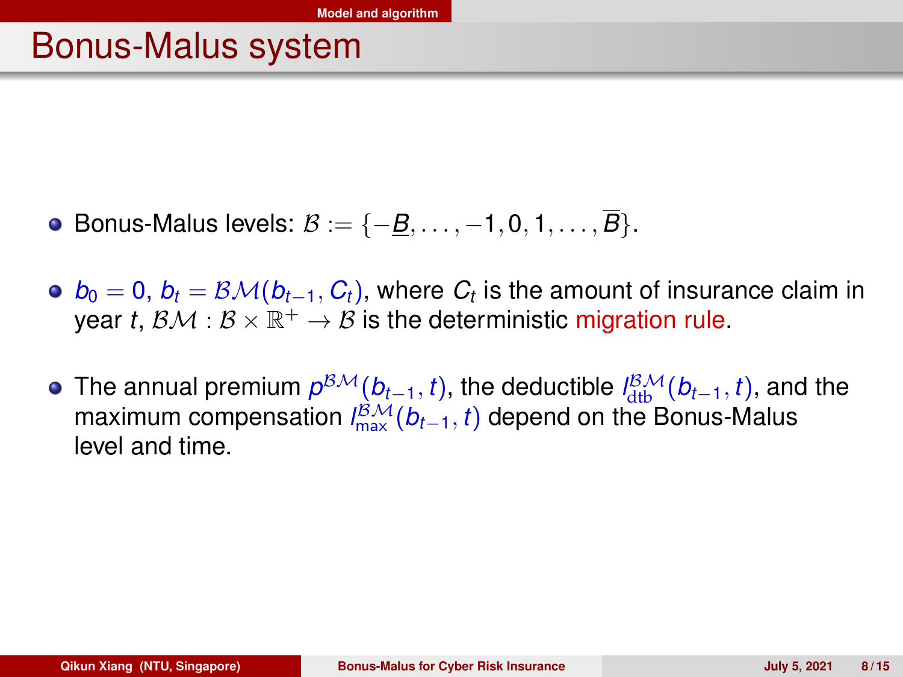# Bonus-Malus system

- Bonus-Malus levels: $\mathcal{B} := \{-\underline{B}, \dots, -1, 0, 1, \dots, \overline{B}\}$.
- $b_0 = 0$, $b_t = \mathcal{BM}(b_{t-1}, C_t)$, where $C_t$ is the amount of insurance claim in year $t$, $\mathcal{BM} : \mathcal{B} \times \mathbb{R}^+ \to \mathcal{B}$ is the deterministic migration rule.
- The annual premium $p^{\mathcal{BM}}(b_{t-1}, t)$, the deductible $l^{\mathcal{BM}}_{\mathrm{dtb}}(b_{t-1}, t)$, and the maximum compensation $l^{\mathcal{BM}}_{\max}(b_{t-1}, t)$ depend on the Bonus-Malus level and time.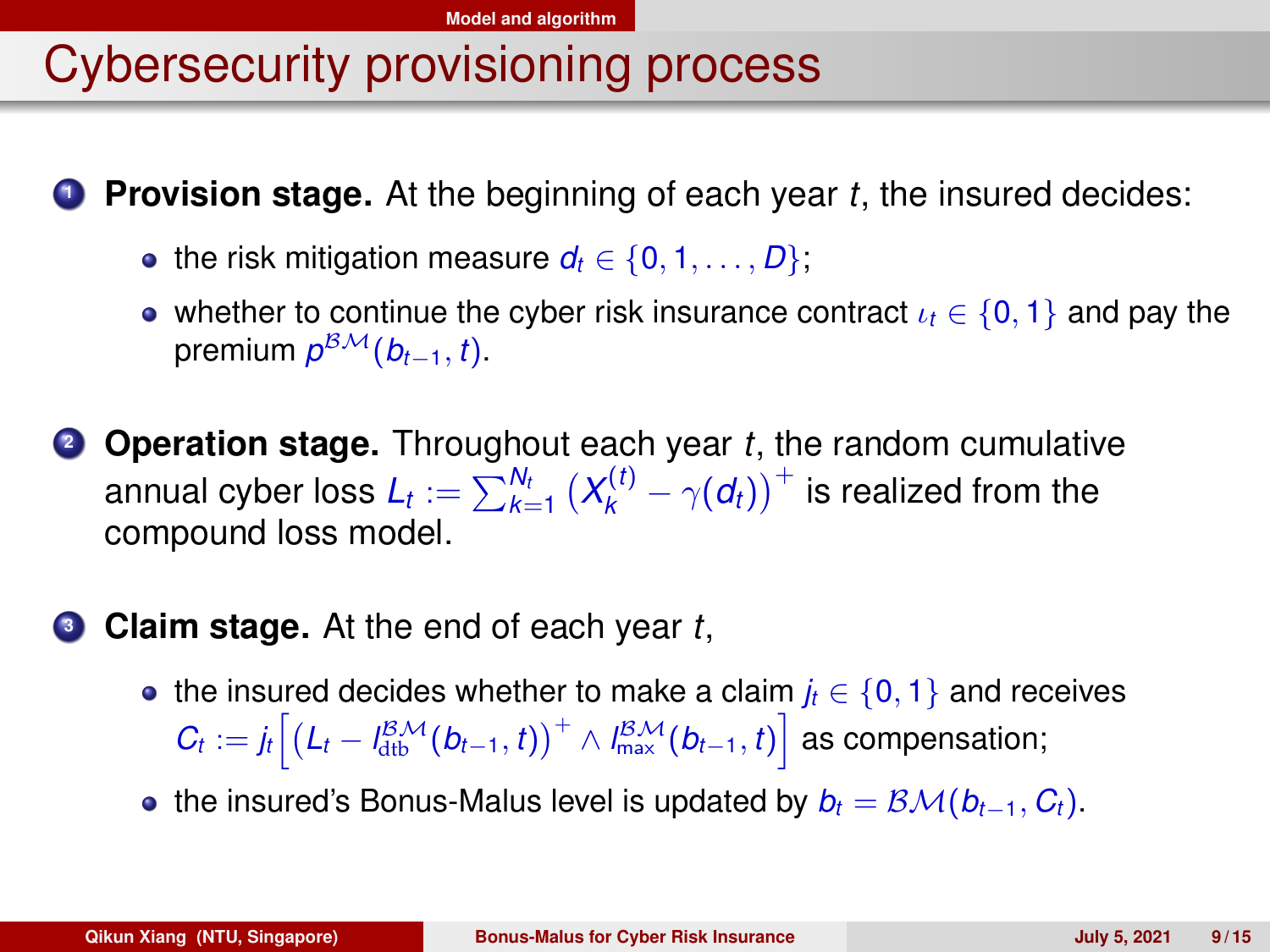# Cybersecurity provisioning process

1. **Provision stage.** At the beginning of each year $t$, the insured decides:
   - the risk mitigation measure $d_t \in \{0, 1, \ldots, D\}$;
   - whether to continue the cyber risk insurance contract $\iota_t \in \{0, 1\}$ and pay the premium $p^{\mathcal{BM}}(b_{t-1}, t)$.

2. **Operation stage.** Throughout each year $t$, the random cumulative annual cyber loss $L_t := \sum_{k=1}^{N_t} \left(X_k^{(t)} - \gamma(d_t)\right)^+$ is realized from the compound loss model.

3. **Claim stage.** At the end of each year $t$,
   - the insured decides whether to make a claim $j_t \in \{0, 1\}$ and receives $C_t := j_t\left[\left(L_t - l_{\text{dtb}}^{\mathcal{BM}}(b_{t-1}, t)\right)^+ \wedge l_{\max}^{\mathcal{BM}}(b_{t-1}, t)\right]$ as compensation;
   - the insured's Bonus-Malus level is updated by $b_t = \mathcal{BM}(b_{t-1}, C_t)$.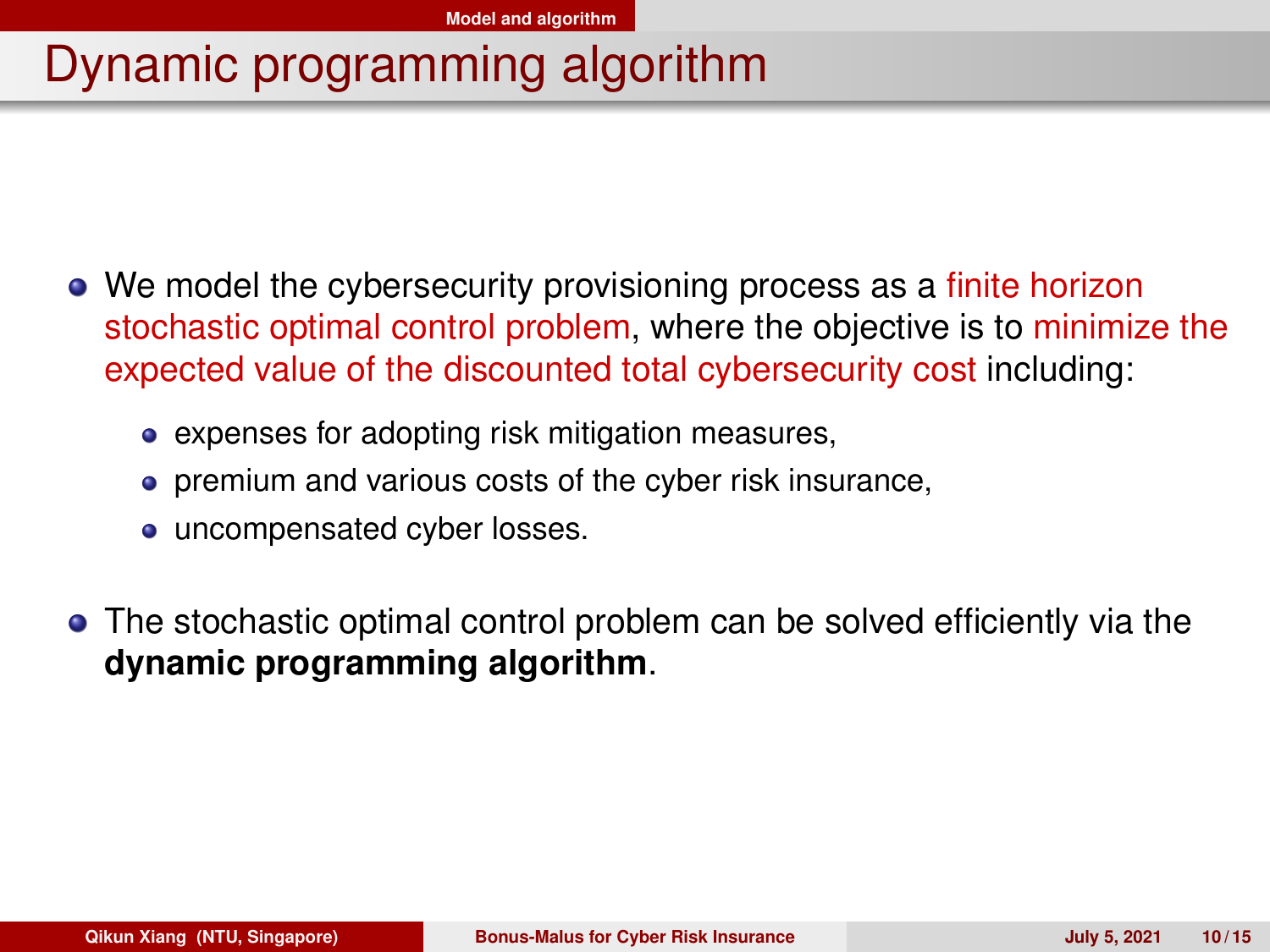# Dynamic programming algorithm

- We model the cybersecurity provisioning process as a finite horizon stochastic optimal control problem, where the objective is to minimize the expected value of the discounted total cybersecurity cost including:
  - expenses for adopting risk mitigation measures,
  - premium and various costs of the cyber risk insurance,
  - uncompensated cyber losses.
- The stochastic optimal control problem can be solved efficiently via the **dynamic programming algorithm**.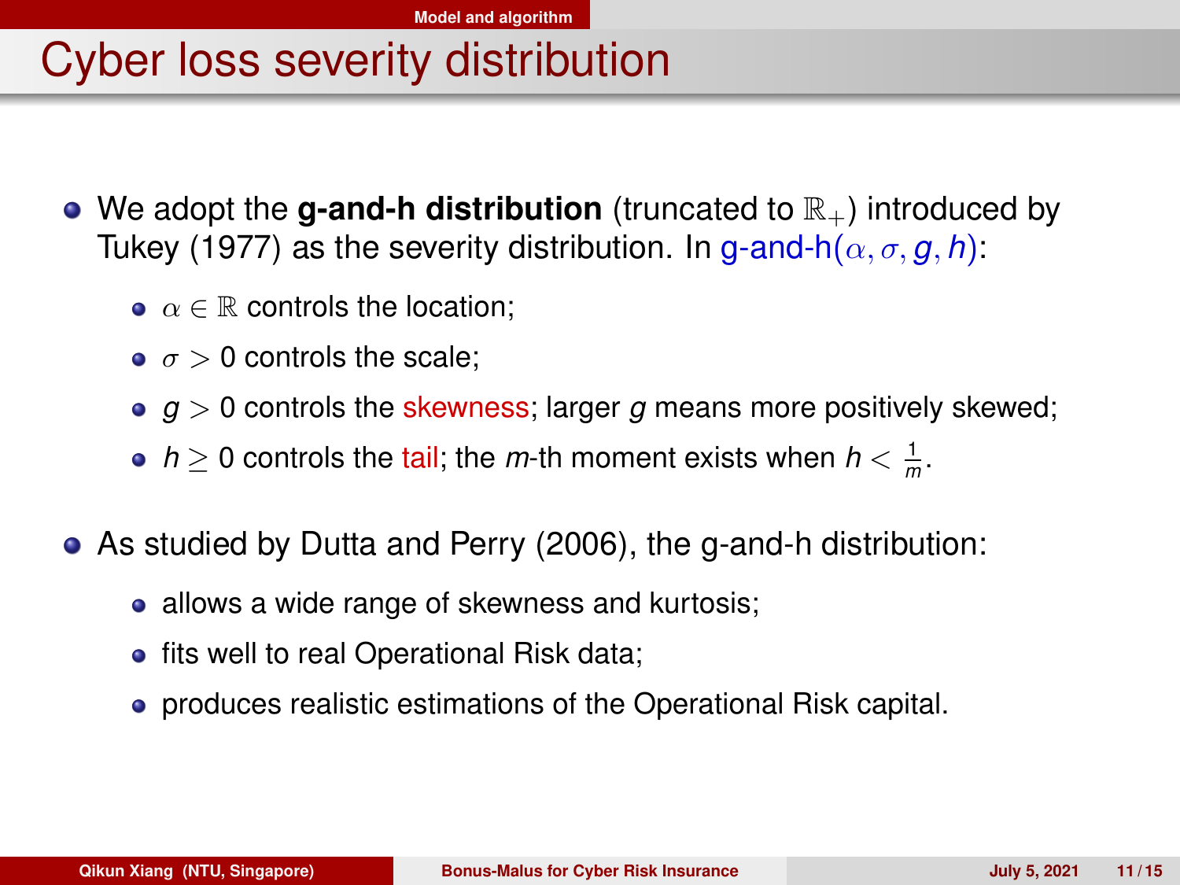# Cyber loss severity distribution

- We adopt the **g-and-h distribution** (truncated to $\mathbb{R}_+$) introduced by Tukey (1977) as the severity distribution. In g-and-h($\alpha, \sigma, g, h$):
  - $\alpha \in \mathbb{R}$ controls the location;
  - $\sigma > 0$ controls the scale;
  - $g > 0$ controls the skewness; larger $g$ means more positively skewed;
  - $h \geq 0$ controls the tail; the $m$-th moment exists when $h < \frac{1}{m}$.
- As studied by Dutta and Perry (2006), the g-and-h distribution:
  - allows a wide range of skewness and kurtosis;
  - fits well to real Operational Risk data;
  - produces realistic estimations of the Operational Risk capital.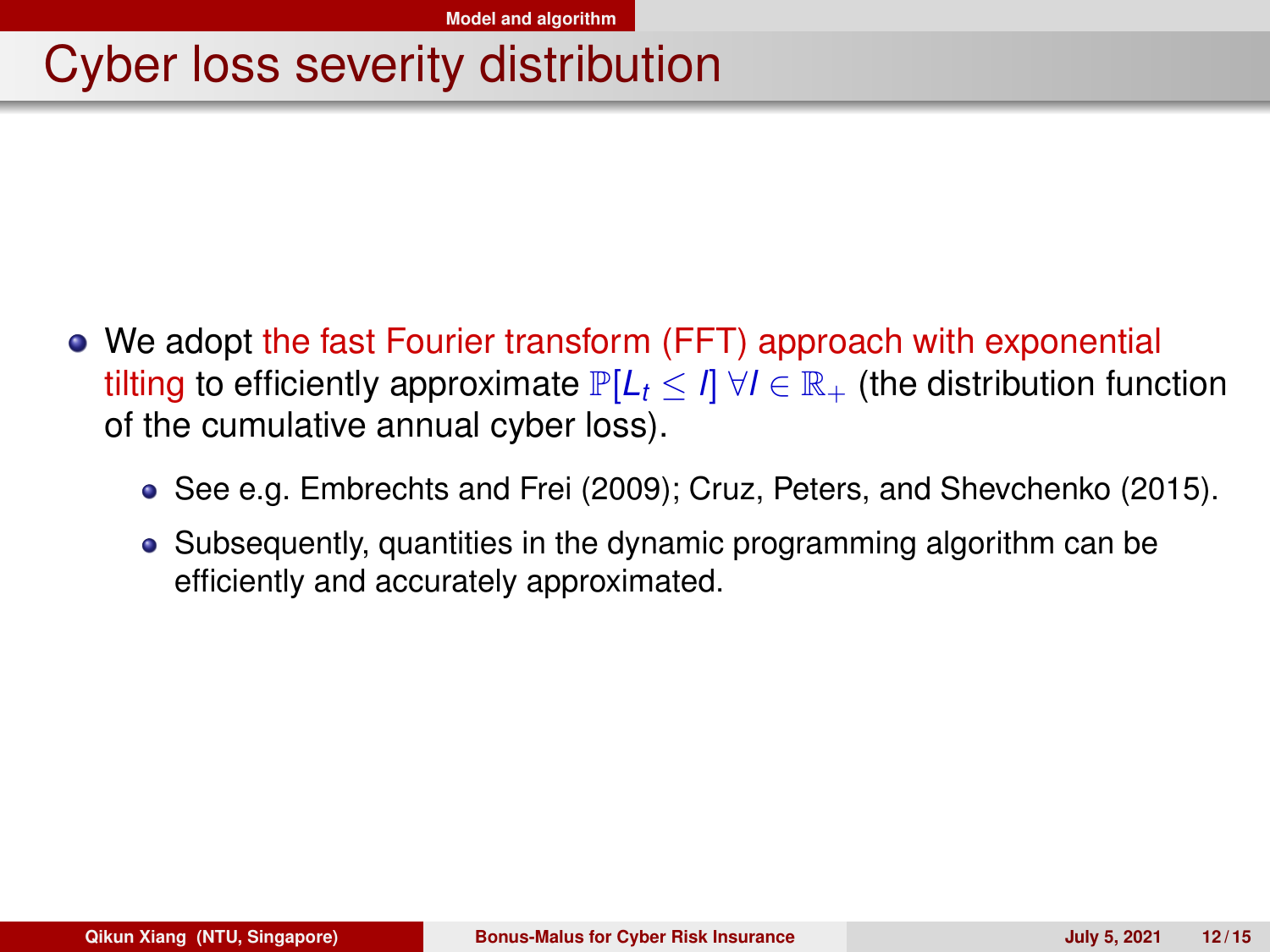# Cyber loss severity distribution

- We adopt the fast Fourier transform (FFT) approach with exponential tilting to efficiently approximate $\mathbb{P}[L_t \leq l] \; \forall l \in \mathbb{R}_+$ (the distribution function of the cumulative annual cyber loss).
  - See e.g. Embrechts and Frei (2009); Cruz, Peters, and Shevchenko (2015).
  - Subsequently, quantities in the dynamic programming algorithm can be efficiently and accurately approximated.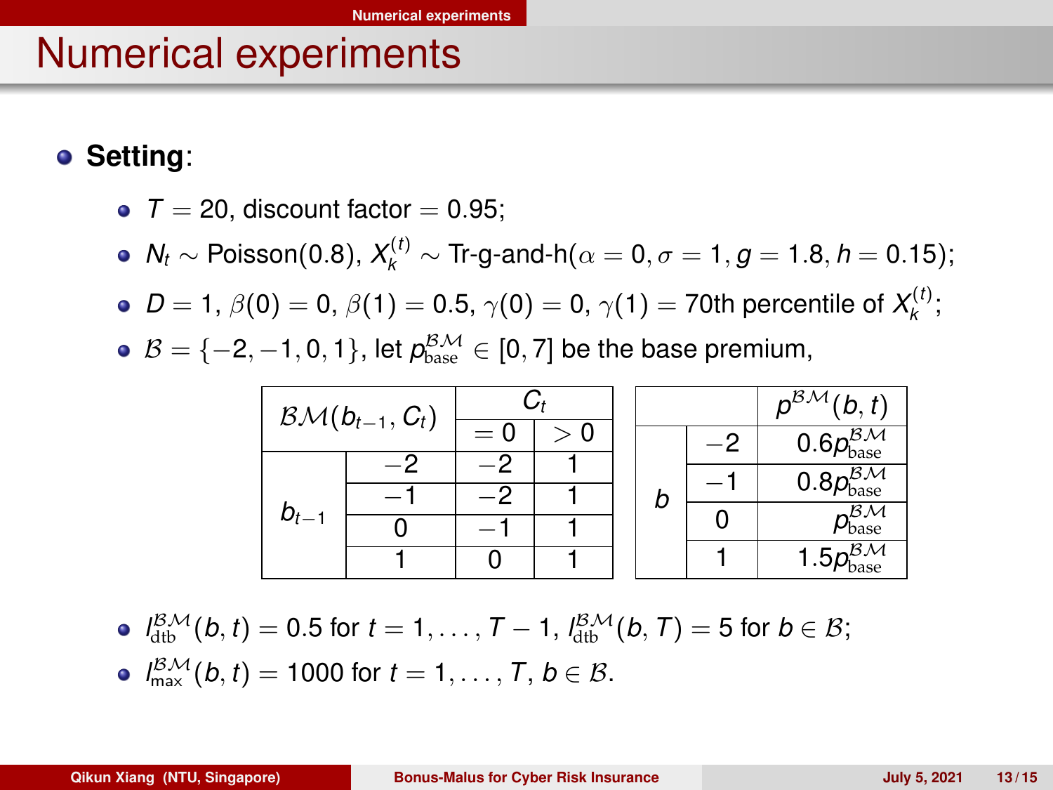# Numerical experiments

- **Setting**:
  - $T = 20$, discount factor $= 0.95$;
  - $N_t \sim$ Poisson(0.8), $X_k^{(t)} \sim$ Tr-g-and-h($\alpha = 0, \sigma = 1, g = 1.8, h = 0.15$);
  - $D = 1$, $\beta(0) = 0$, $\beta(1) = 0.5$, $\gamma(0) = 0$, $\gamma(1) =$ 70th percentile of $X_k^{(t)}$;
  - $\mathcal{B} = \{-2, -1, 0, 1\}$, let $p^{\mathcal{BM}}_{\text{base}} \in [0, 7]$ be the base premium,

| $\mathcal{BM}(b_{t-1}, C_t)$ | | $C_t$ $= 0$ | $C_t$ $> 0$ |
|---|---|---|---|
| $b_{t-1}$ | $-2$ | $-2$ | $1$ |
| | $-1$ | $-2$ | $1$ |
| | $0$ | $-1$ | $1$ |
| | $1$ | $0$ | $1$ |

| | | $p^{\mathcal{BM}}(b, t)$ |
|---|---|---|
| $b$ | $-2$ | $0.6p^{\mathcal{BM}}_{\text{base}}$ |
| | $-1$ | $0.8p^{\mathcal{BM}}_{\text{base}}$ |
| | $0$ | $p^{\mathcal{BM}}_{\text{base}}$ |
| | $1$ | $1.5p^{\mathcal{BM}}_{\text{base}}$ |

  - $l^{\mathcal{BM}}_{\text{dtb}}(b, t) = 0.5$ for $t = 1, \ldots, T - 1$, $l^{\mathcal{BM}}_{\text{dtb}}(b, T) = 5$ for $b \in \mathcal{B}$;
  - $l^{\mathcal{BM}}_{\text{max}}(b, t) = 1000$ for $t = 1, \ldots, T$, $b \in \mathcal{B}$.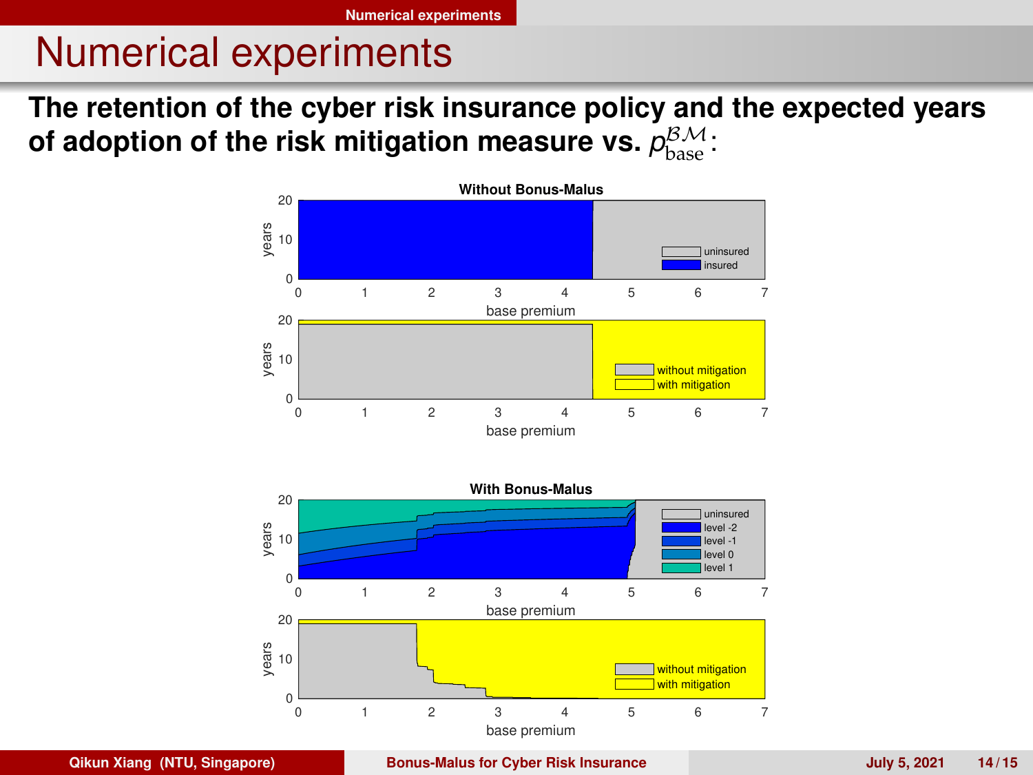# Numerical experiments

**The retention of the cyber risk insurance policy and the expected years of adoption of the risk mitigation measure vs. $p^{\mathcal{BM}}_{\text{base}}$:**

**Without Bonus-Malus**

**With Bonus-Malus**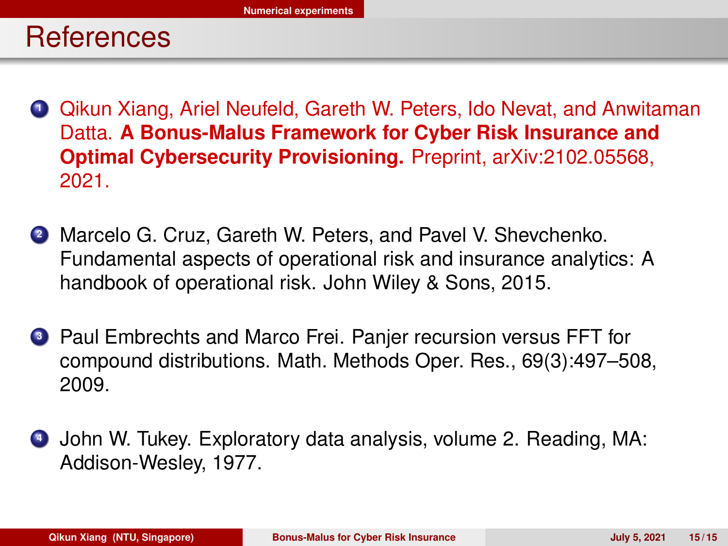# References

1. Qikun Xiang, Ariel Neufeld, Gareth W. Peters, Ido Nevat, and Anwitaman Datta. **A Bonus-Malus Framework for Cyber Risk Insurance and Optimal Cybersecurity Provisioning.** Preprint, arXiv:2102.05568, 2021.

2. Marcelo G. Cruz, Gareth W. Peters, and Pavel V. Shevchenko. Fundamental aspects of operational risk and insurance analytics: A handbook of operational risk. John Wiley & Sons, 2015.

3. Paul Embrechts and Marco Frei. Panjer recursion versus FFT for compound distributions. Math. Methods Oper. Res., 69(3):497–508, 2009.

4. John W. Tukey. Exploratory data analysis, volume 2. Reading, MA: Addison-Wesley, 1977.